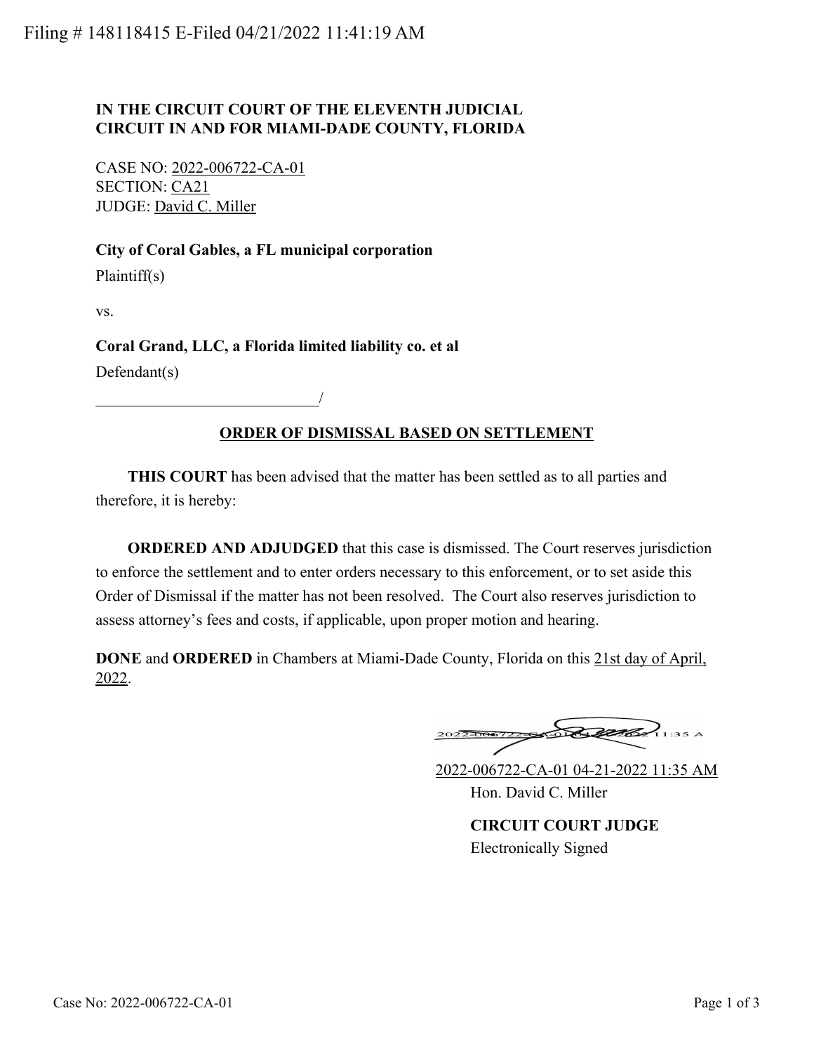Filing # 148118415 E-Filed 04/21/2022 11:41:19 AM

**IN THE CIRCUIT COURT OF THE ELEVENTH JUDICIAL CIRCUIT IN AND FOR MIAMI-DADE COUNTY, FLORIDA**

CASE NO: 2022-006722-CA-01
SECTION: CA21
JUDGE: David C. Miller

**City of Coral Gables, a FL municipal corporation**
Plaintiff(s)

vs.

**Coral Grand, LLC, a Florida limited liability co. et al**
Defendant(s)

____________________________/

## ORDER OF DISMISSAL BASED ON SETTLEMENT

**THIS COURT** has been advised that the matter has been settled as to all parties and therefore, it is hereby:

**ORDERED AND ADJUDGED** that this case is dismissed. The Court reserves jurisdiction to enforce the settlement and to enter orders necessary to this enforcement, or to set aside this Order of Dismissal if the matter has not been resolved. The Court also reserves jurisdiction to assess attorney's fees and costs, if applicable, upon proper motion and hearing.

**DONE** and **ORDERED** in Chambers at Miami-Dade County, Florida on this 21st day of April, 2022.

2022-006722-CA-01 04-21-2022 11:35 AM
Hon. David C. Miller

**CIRCUIT COURT JUDGE**
Electronically Signed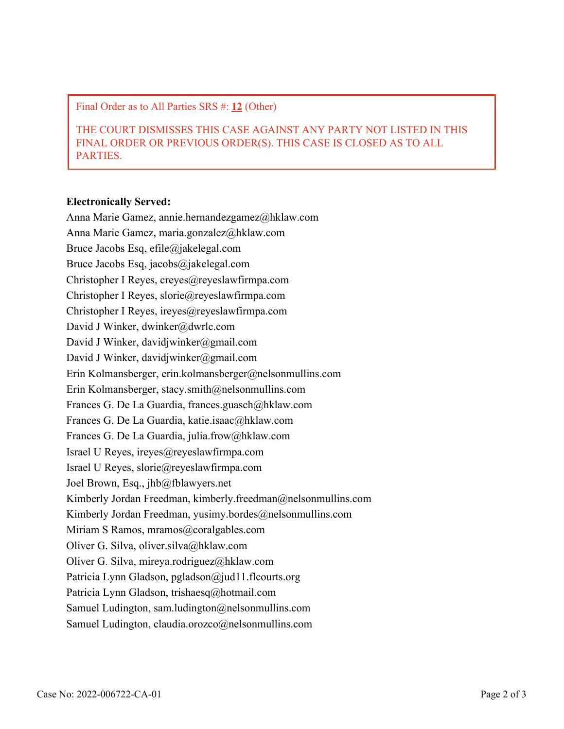Final Order as to All Parties SRS #: **12** (Other)

THE COURT DISMISSES THIS CASE AGAINST ANY PARTY NOT LISTED IN THIS FINAL ORDER OR PREVIOUS ORDER(S). THIS CASE IS CLOSED AS TO ALL PARTIES.

**Electronically Served:**

Anna Marie Gamez, annie.hernandezgamez@hklaw.com
Anna Marie Gamez, maria.gonzalez@hklaw.com
Bruce Jacobs Esq, efile@jakelegal.com
Bruce Jacobs Esq, jacobs@jakelegal.com
Christopher I Reyes, creyes@reyeslawfirmpa.com
Christopher I Reyes, slorie@reyeslawfirmpa.com
Christopher I Reyes, ireyes@reyeslawfirmpa.com
David J Winker, dwinker@dwrlc.com
David J Winker, davidjwinker@gmail.com
David J Winker, davidjwinker@gmail.com
Erin Kolmansberger, erin.kolmansberger@nelsonmullins.com
Erin Kolmansberger, stacy.smith@nelsonmullins.com
Frances G. De La Guardia, frances.guasch@hklaw.com
Frances G. De La Guardia, katie.isaac@hklaw.com
Frances G. De La Guardia, julia.frow@hklaw.com
Israel U Reyes, ireyes@reyeslawfirmpa.com
Israel U Reyes, slorie@reyeslawfirmpa.com
Joel Brown, Esq., jhb@fblawyers.net
Kimberly Jordan Freedman, kimberly.freedman@nelsonmullins.com
Kimberly Jordan Freedman, yusimy.bordes@nelsonmullins.com
Miriam S Ramos, mramos@coralgables.com
Oliver G. Silva, oliver.silva@hklaw.com
Oliver G. Silva, mireya.rodriguez@hklaw.com
Patricia Lynn Gladson, pgladson@jud11.flcourts.org
Patricia Lynn Gladson, trishaesq@hotmail.com
Samuel Ludington, sam.ludington@nelsonmullins.com
Samuel Ludington, claudia.orozco@nelsonmullins.com

Case No: 2022-006722-CA-01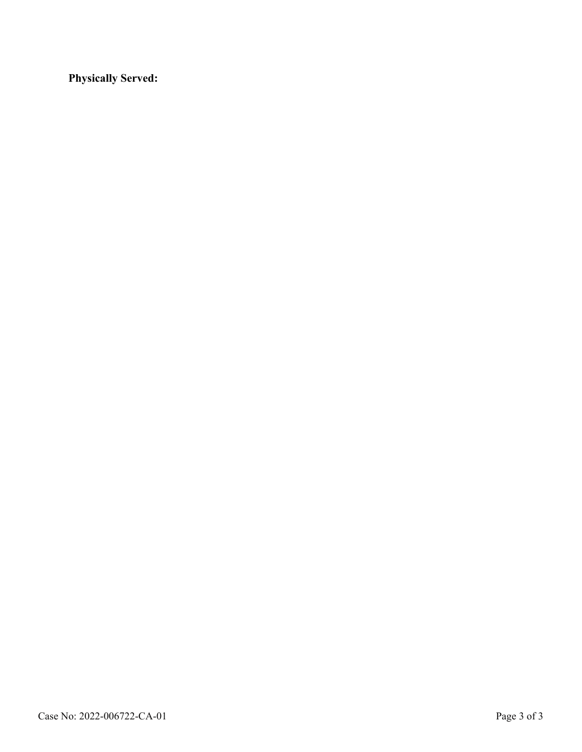**Physically Served:**